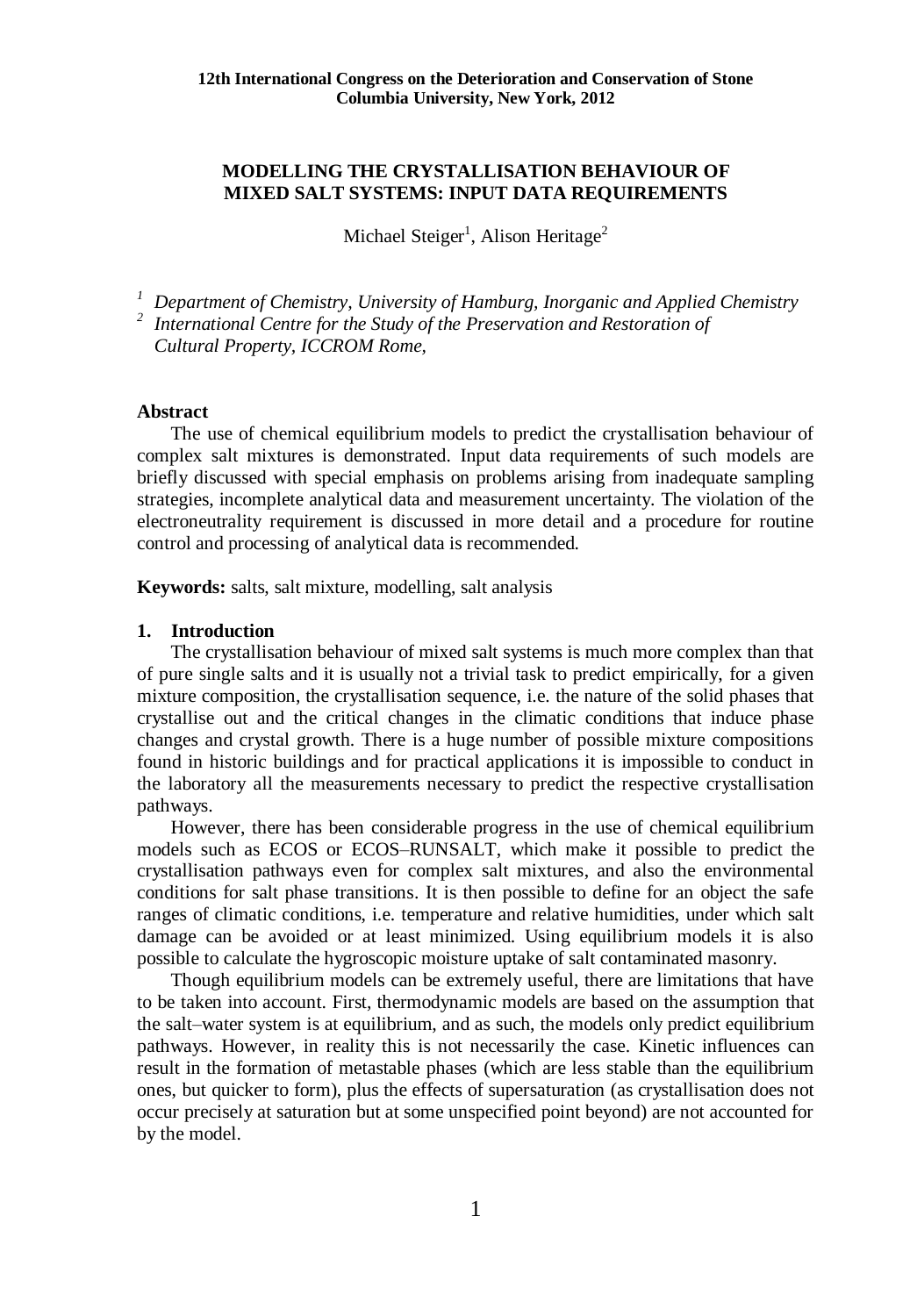# MODELLING THE CRYSTALLISATION BEHAVIOUR OF MIXED SALT SYSTEMS: INPUT DATA REQUIREMENTS

Michael Steiger[1], Alison Heritage[2]

[1] *Department of Chemistry, University of Hamburg, Inorganic and Applied Chemistry*
[2] *International Centre for the Study of the Preservation and Restoration of Cultural Property, ICCROM Rome,*

## Abstract

The use of chemical equilibrium models to predict the crystallisation behaviour of complex salt mixtures is demonstrated. Input data requirements of such models are briefly discussed with special emphasis on problems arising from inadequate sampling strategies, incomplete analytical data and measurement uncertainty. The violation of the electroneutrality requirement is discussed in more detail and a procedure for routine control and processing of analytical data is recommended.

**Keywords:** salts, salt mixture, modelling, salt analysis

## 1. Introduction

The crystallisation behaviour of mixed salt systems is much more complex than that of pure single salts and it is usually not a trivial task to predict empirically, for a given mixture composition, the crystallisation sequence, i.e. the nature of the solid phases that crystallise out and the critical changes in the climatic conditions that induce phase changes and crystal growth. There is a huge number of possible mixture compositions found in historic buildings and for practical applications it is impossible to conduct in the laboratory all the measurements necessary to predict the respective crystallisation pathways.

However, there has been considerable progress in the use of chemical equilibrium models such as ECOS or ECOS–RUNSALT, which make it possible to predict the crystallisation pathways even for complex salt mixtures, and also the environmental conditions for salt phase transitions. It is then possible to define for an object the safe ranges of climatic conditions, i.e. temperature and relative humidities, under which salt damage can be avoided or at least minimized. Using equilibrium models it is also possible to calculate the hygroscopic moisture uptake of salt contaminated masonry.

Though equilibrium models can be extremely useful, there are limitations that have to be taken into account. First, thermodynamic models are based on the assumption that the salt–water system is at equilibrium, and as such, the models only predict equilibrium pathways. However, in reality this is not necessarily the case. Kinetic influences can result in the formation of metastable phases (which are less stable than the equilibrium ones, but quicker to form), plus the effects of supersaturation (as crystallisation does not occur precisely at saturation but at some unspecified point beyond) are not accounted for by the model.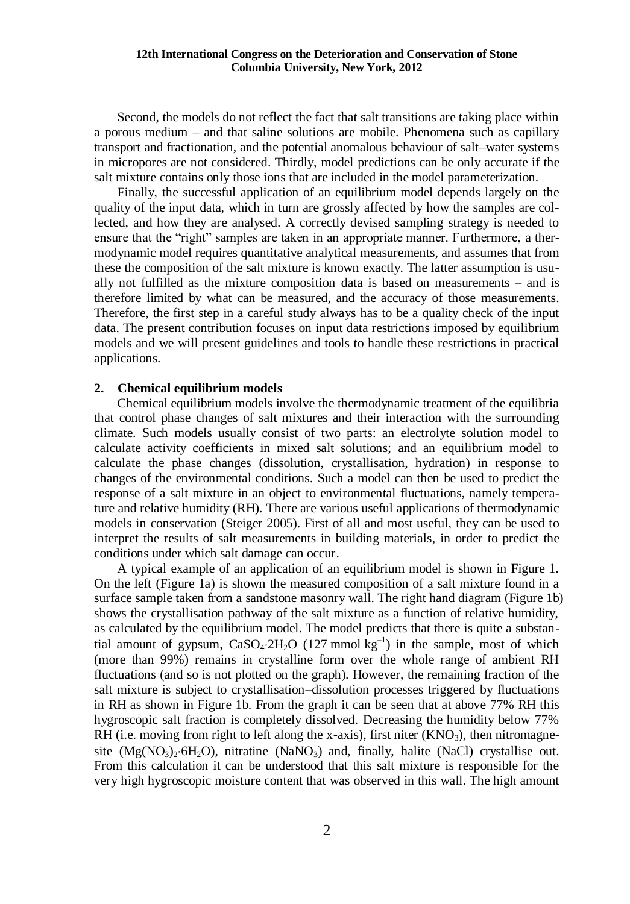Second, the models do not reflect the fact that salt transitions are taking place within a porous medium – and that saline solutions are mobile. Phenomena such as capillary transport and fractionation, and the potential anomalous behaviour of salt–water systems in micropores are not considered. Thirdly, model predictions can be only accurate if the salt mixture contains only those ions that are included in the model parameterization.

Finally, the successful application of an equilibrium model depends largely on the quality of the input data, which in turn are grossly affected by how the samples are collected, and how they are analysed. A correctly devised sampling strategy is needed to ensure that the "right" samples are taken in an appropriate manner. Furthermore, a thermodynamic model requires quantitative analytical measurements, and assumes that from these the composition of the salt mixture is known exactly. The latter assumption is usually not fulfilled as the mixture composition data is based on measurements – and is therefore limited by what can be measured, and the accuracy of those measurements. Therefore, the first step in a careful study always has to be a quality check of the input data. The present contribution focuses on input data restrictions imposed by equilibrium models and we will present guidelines and tools to handle these restrictions in practical applications.

## 2. Chemical equilibrium models

Chemical equilibrium models involve the thermodynamic treatment of the equilibria that control phase changes of salt mixtures and their interaction with the surrounding climate. Such models usually consist of two parts: an electrolyte solution model to calculate activity coefficients in mixed salt solutions; and an equilibrium model to calculate the phase changes (dissolution, crystallisation, hydration) in response to changes of the environmental conditions. Such a model can then be used to predict the response of a salt mixture in an object to environmental fluctuations, namely temperature and relative humidity (RH). There are various useful applications of thermodynamic models in conservation (Steiger 2005). First of all and most useful, they can be used to interpret the results of salt measurements in building materials, in order to predict the conditions under which salt damage can occur.

A typical example of an application of an equilibrium model is shown in Figure 1. On the left (Figure 1a) is shown the measured composition of a salt mixture found in a surface sample taken from a sandstone masonry wall. The right hand diagram (Figure 1b) shows the crystallisation pathway of the salt mixture as a function of relative humidity, as calculated by the equilibrium model. The model predicts that there is quite a substantial amount of gypsum, $CaSO_4{\cdot}2H_2O$ (127 mmol $kg^{-1}$) in the sample, most of which (more than 99%) remains in crystalline form over the whole range of ambient RH fluctuations (and so is not plotted on the graph). However, the remaining fraction of the salt mixture is subject to crystallisation–dissolution processes triggered by fluctuations in RH as shown in Figure 1b. From the graph it can be seen that at above 77% RH this hygroscopic salt fraction is completely dissolved. Decreasing the humidity below 77% RH (i.e. moving from right to left along the x-axis), first niter ($KNO_3$), then nitromagnesite ($Mg(NO_3)_2{\cdot}6H_2O$), nitratine ($NaNO_3$) and, finally, halite ($NaCl$) crystallise out. From this calculation it can be understood that this salt mixture is responsible for the very high hygroscopic moisture content that was observed in this wall. The high amount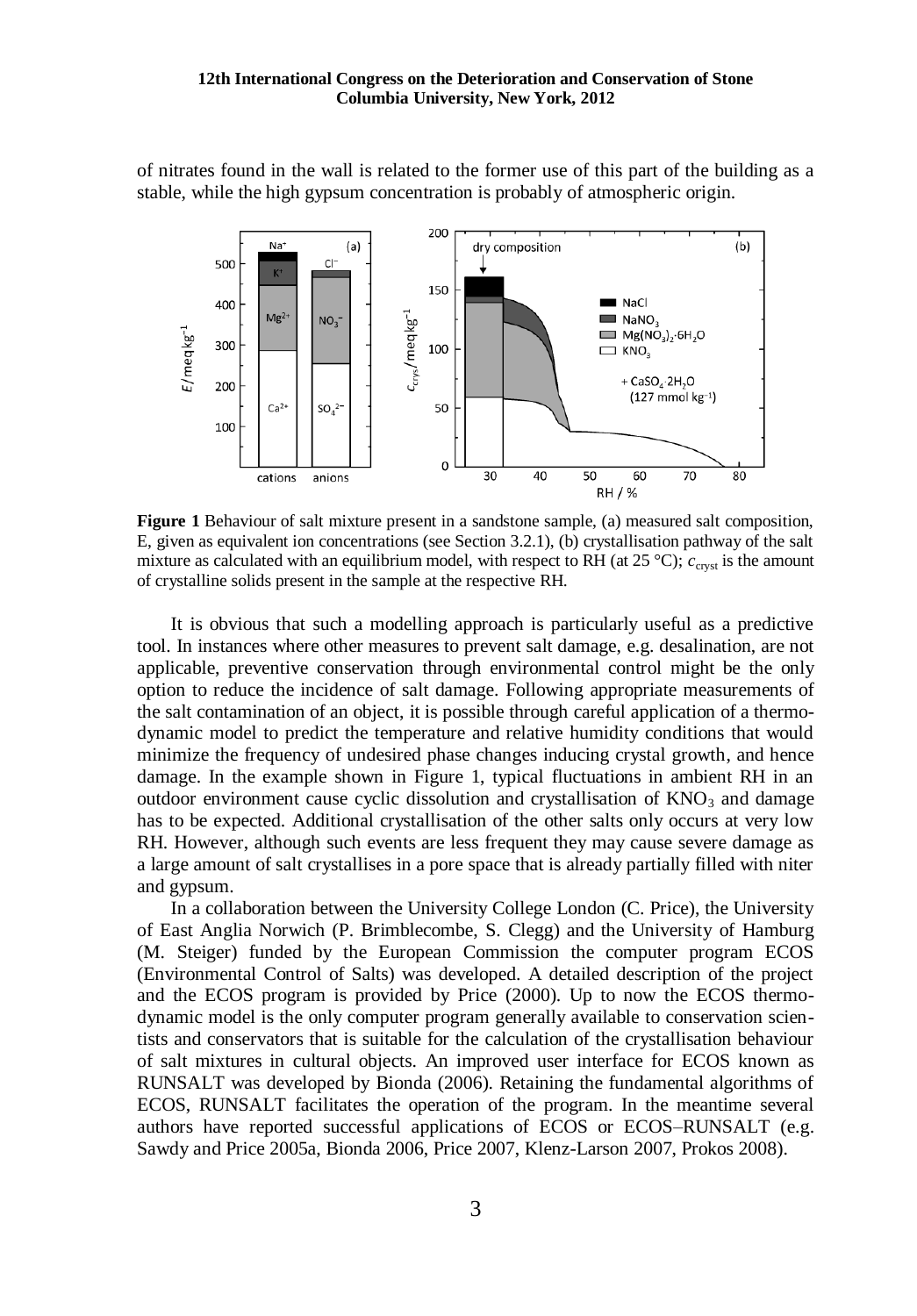of nitrates found in the wall is related to the former use of this part of the building as a stable, while the high gypsum concentration is probably of atmospheric origin.

**Figure 1** Behaviour of salt mixture present in a sandstone sample, (a) measured salt composition, E, given as equivalent ion concentrations (see Section 3.2.1), (b) crystallisation pathway of the salt mixture as calculated with an equilibrium model, with respect to RH (at 25 °C); $c_{\text{cryst}}$ is the amount of crystalline solids present in the sample at the respective RH.

It is obvious that such a modelling approach is particularly useful as a predictive tool. In instances where other measures to prevent salt damage, e.g. desalination, are not applicable, preventive conservation through environmental control might be the only option to reduce the incidence of salt damage. Following appropriate measurements of the salt contamination of an object, it is possible through careful application of a thermodynamic model to predict the temperature and relative humidity conditions that would minimize the frequency of undesired phase changes inducing crystal growth, and hence damage. In the example shown in Figure 1, typical fluctuations in ambient RH in an outdoor environment cause cyclic dissolution and crystallisation of $KNO_3$ and damage has to be expected. Additional crystallisation of the other salts only occurs at very low RH. However, although such events are less frequent they may cause severe damage as a large amount of salt crystallises in a pore space that is already partially filled with niter and gypsum.

In a collaboration between the University College London (C. Price), the University of East Anglia Norwich (P. Brimblecombe, S. Clegg) and the University of Hamburg (M. Steiger) funded by the European Commission the computer program ECOS (Environmental Control of Salts) was developed. A detailed description of the project and the ECOS program is provided by Price (2000). Up to now the ECOS thermodynamic model is the only computer program generally available to conservation scientists and conservators that is suitable for the calculation of the crystallisation behaviour of salt mixtures in cultural objects. An improved user interface for ECOS known as RUNSALT was developed by Bionda (2006). Retaining the fundamental algorithms of ECOS, RUNSALT facilitates the operation of the program. In the meantime several authors have reported successful applications of ECOS or ECOS–RUNSALT (e.g. Sawdy and Price 2005a, Bionda 2006, Price 2007, Klenz-Larson 2007, Prokos 2008).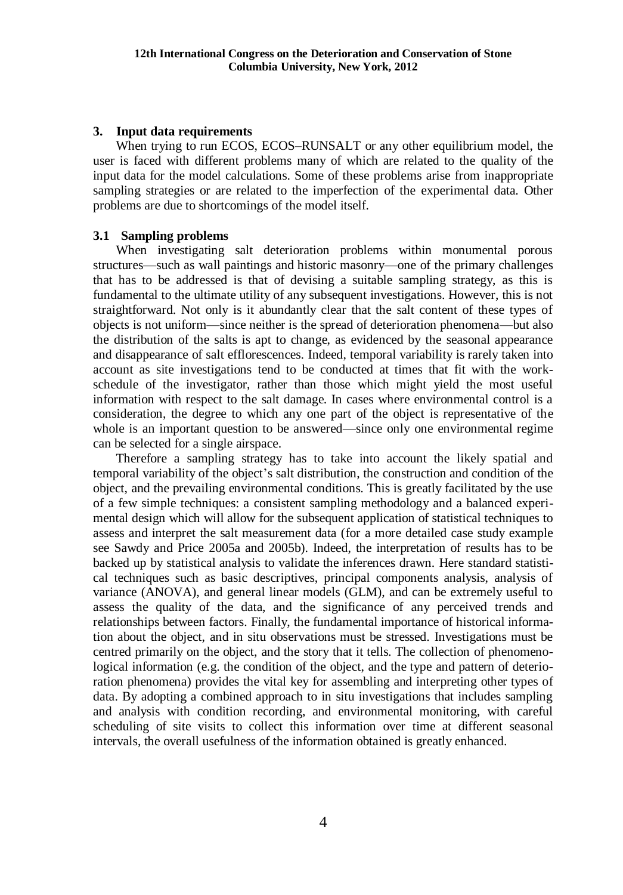## 3. Input data requirements

When trying to run ECOS, ECOS–RUNSALT or any other equilibrium model, the user is faced with different problems many of which are related to the quality of the input data for the model calculations. Some of these problems arise from inappropriate sampling strategies or are related to the imperfection of the experimental data. Other problems are due to shortcomings of the model itself.

### 3.1 Sampling problems

When investigating salt deterioration problems within monumental porous structures—such as wall paintings and historic masonry—one of the primary challenges that has to be addressed is that of devising a suitable sampling strategy, as this is fundamental to the ultimate utility of any subsequent investigations. However, this is not straightforward. Not only is it abundantly clear that the salt content of these types of objects is not uniform—since neither is the spread of deterioration phenomena—but also the distribution of the salts is apt to change, as evidenced by the seasonal appearance and disappearance of salt efflorescences. Indeed, temporal variability is rarely taken into account as site investigations tend to be conducted at times that fit with the work-schedule of the investigator, rather than those which might yield the most useful information with respect to the salt damage. In cases where environmental control is a consideration, the degree to which any one part of the object is representative of the whole is an important question to be answered—since only one environmental regime can be selected for a single airspace.

Therefore a sampling strategy has to take into account the likely spatial and temporal variability of the object's salt distribution, the construction and condition of the object, and the prevailing environmental conditions. This is greatly facilitated by the use of a few simple techniques: a consistent sampling methodology and a balanced experimental design which will allow for the subsequent application of statistical techniques to assess and interpret the salt measurement data (for a more detailed case study example see Sawdy and Price 2005a and 2005b). Indeed, the interpretation of results has to be backed up by statistical analysis to validate the inferences drawn. Here standard statistical techniques such as basic descriptives, principal components analysis, analysis of variance (ANOVA), and general linear models (GLM), and can be extremely useful to assess the quality of the data, and the significance of any perceived trends and relationships between factors. Finally, the fundamental importance of historical information about the object, and in situ observations must be stressed. Investigations must be centred primarily on the object, and the story that it tells. The collection of phenomenological information (e.g. the condition of the object, and the type and pattern of deterioration phenomena) provides the vital key for assembling and interpreting other types of data. By adopting a combined approach to in situ investigations that includes sampling and analysis with condition recording, and environmental monitoring, with careful scheduling of site visits to collect this information over time at different seasonal intervals, the overall usefulness of the information obtained is greatly enhanced.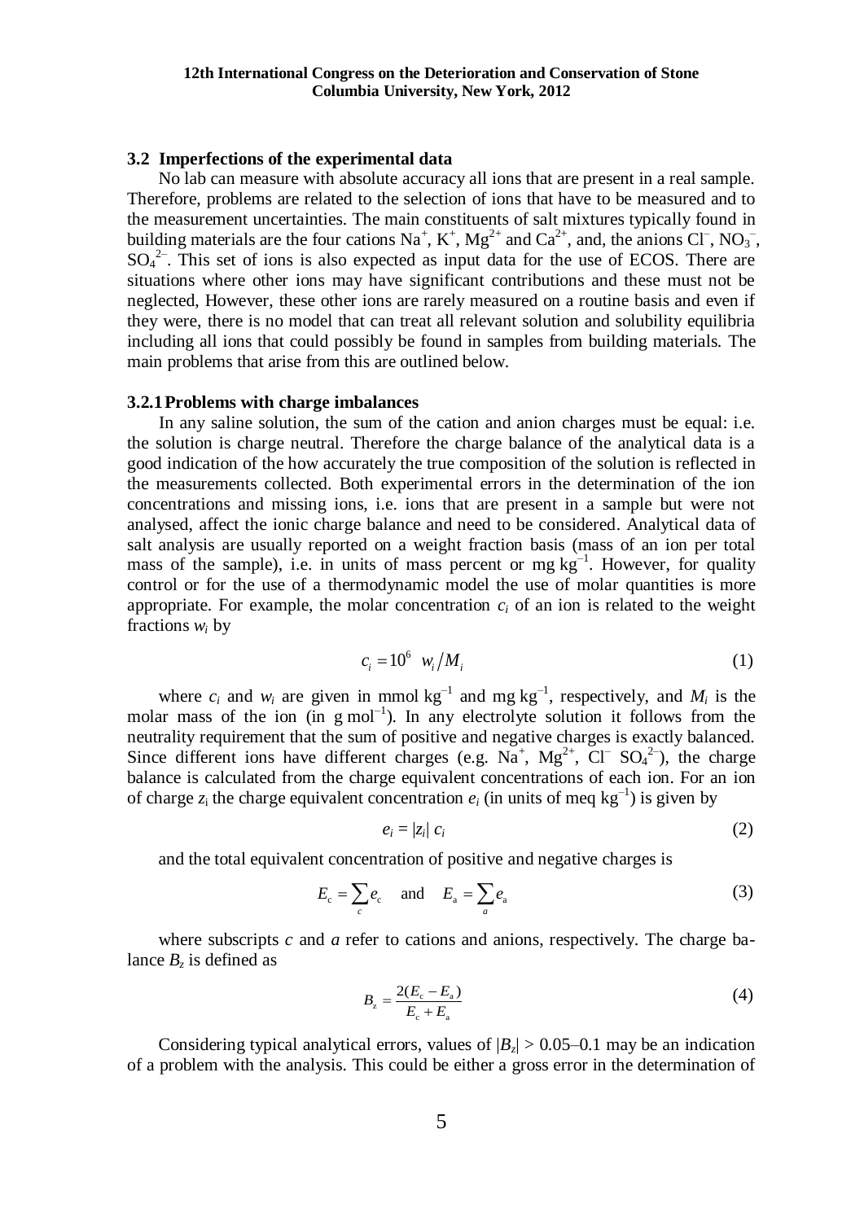### 3.2 Imperfections of the experimental data

No lab can measure with absolute accuracy all ions that are present in a real sample. Therefore, problems are related to the selection of ions that have to be measured and to the measurement uncertainties. The main constituents of salt mixtures typically found in building materials are the four cations $Na^+$, $K^+$, $Mg^{2+}$ and $Ca^{2+}$, and, the anions $Cl^-$, $NO_3^-$, $SO_4^{2-}$. This set of ions is also expected as input data for the use of ECOS. There are situations where other ions may have significant contributions and these must not be neglected, However, these other ions are rarely measured on a routine basis and even if they were, there is no model that can treat all relevant solution and solubility equilibria including all ions that could possibly be found in samples from building materials. The main problems that arise from this are outlined below.

#### 3.2.1 Problems with charge imbalances

In any saline solution, the sum of the cation and anion charges must be equal: i.e. the solution is charge neutral. Therefore the charge balance of the analytical data is a good indication of the how accurately the true composition of the solution is reflected in the measurements collected. Both experimental errors in the determination of the ion concentrations and missing ions, i.e. ions that are present in a sample but were not analysed, affect the ionic charge balance and need to be considered. Analytical data of salt analysis are usually reported on a weight fraction basis (mass of an ion per total mass of the sample), i.e. in units of mass percent or mg $kg^{-1}$. However, for quality control or for the use of a thermodynamic model the use of molar quantities is more appropriate. For example, the molar concentration $c_i$ of an ion is related to the weight fractions $w_i$ by

$$c_i = 10^6 \ \ w_i / M_i \tag{1}$$

where $c_i$ and $w_i$ are given in mmol $kg^{-1}$ and mg $kg^{-1}$, respectively, and $M_i$ is the molar mass of the ion (in g $mol^{-1}$). In any electrolyte solution it follows from the neutrality requirement that the sum of positive and negative charges is exactly balanced. Since different ions have different charges (e.g. $Na^+$, $Mg^{2+}$, $Cl^-$ $SO_4^{2-}$), the charge balance is calculated from the charge equivalent concentrations of each ion. For an ion of charge $z_i$ the charge equivalent concentration $e_i$ (in units of meq $kg^{-1}$) is given by

$$e_i = |z_i| \ c_i \tag{2}$$

and the total equivalent concentration of positive and negative charges is

$$E_c = \sum_c e_c \quad \text{and} \quad E_a = \sum_a e_a \tag{3}$$

where subscripts $c$ and $a$ refer to cations and anions, respectively. The charge balance $B_z$ is defined as

$$B_z = \frac{2(E_c - E_a)}{E_c + E_a} \tag{4}$$

Considering typical analytical errors, values of $|B_z| > 0.05–0.1$ may be an indication of a problem with the analysis. This could be either a gross error in the determination of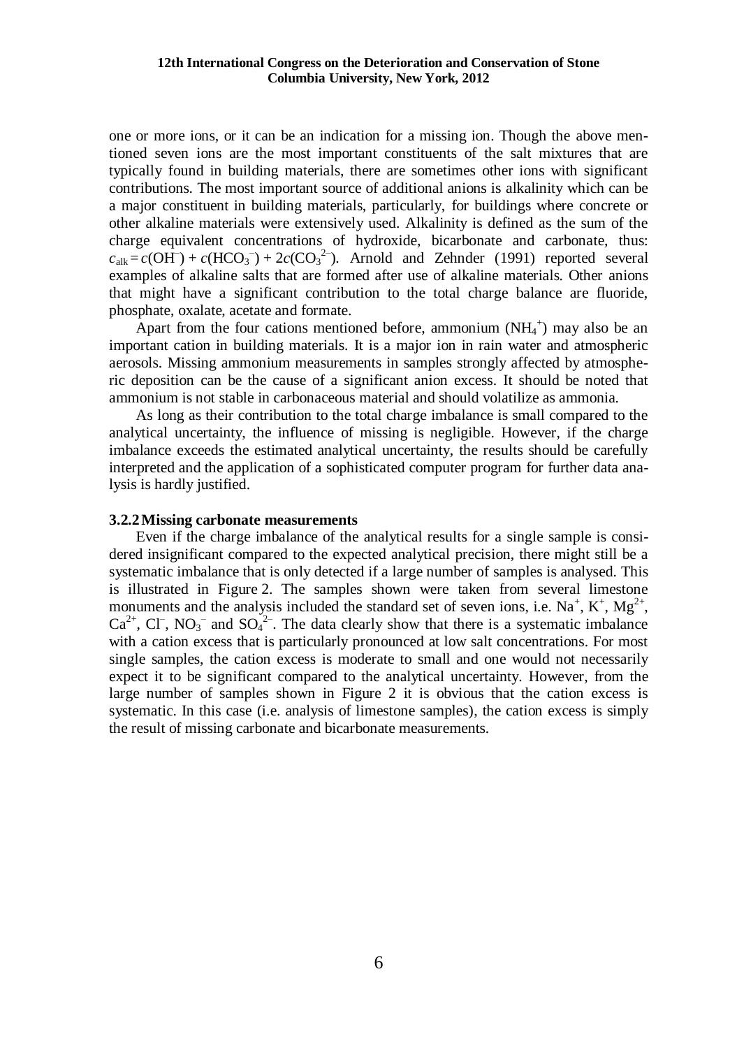one or more ions, or it can be an indication for a missing ion. Though the above mentioned seven ions are the most important constituents of the salt mixtures that are typically found in building materials, there are sometimes other ions with significant contributions. The most important source of additional anions is alkalinity which can be a major constituent in building materials, particularly, for buildings where concrete or other alkaline materials were extensively used. Alkalinity is defined as the sum of the charge equivalent concentrations of hydroxide, bicarbonate and carbonate, thus: $c_{alk} = c(OH^-) + c(HCO_3^-) + 2c(CO_3^{2-})$. Arnold and Zehnder (1991) reported several examples of alkaline salts that are formed after use of alkaline materials. Other anions that might have a significant contribution to the total charge balance are fluoride, phosphate, oxalate, acetate and formate.

Apart from the four cations mentioned before, ammonium ($NH_4^+$) may also be an important cation in building materials. It is a major ion in rain water and atmospheric aerosols. Missing ammonium measurements in samples strongly affected by atmospheric deposition can be the cause of a significant anion excess. It should be noted that ammonium is not stable in carbonaceous material and should volatilize as ammonia.

As long as their contribution to the total charge imbalance is small compared to the analytical uncertainty, the influence of missing is negligible. However, if the charge imbalance exceeds the estimated analytical uncertainty, the results should be carefully interpreted and the application of a sophisticated computer program for further data analysis is hardly justified.

### 3.2.2 Missing carbonate measurements

Even if the charge imbalance of the analytical results for a single sample is considered insignificant compared to the expected analytical precision, there might still be a systematic imbalance that is only detected if a large number of samples is analysed. This is illustrated in Figure 2. The samples shown were taken from several limestone monuments and the analysis included the standard set of seven ions, i.e. $Na^+$, $K^+$, $Mg^{2+}$, $Ca^{2+}$, $Cl^-$, $NO_3^-$ and $SO_4^{2-}$. The data clearly show that there is a systematic imbalance with a cation excess that is particularly pronounced at low salt concentrations. For most single samples, the cation excess is moderate to small and one would not necessarily expect it to be significant compared to the analytical uncertainty. However, from the large number of samples shown in Figure 2 it is obvious that the cation excess is systematic. In this case (i.e. analysis of limestone samples), the cation excess is simply the result of missing carbonate and bicarbonate measurements.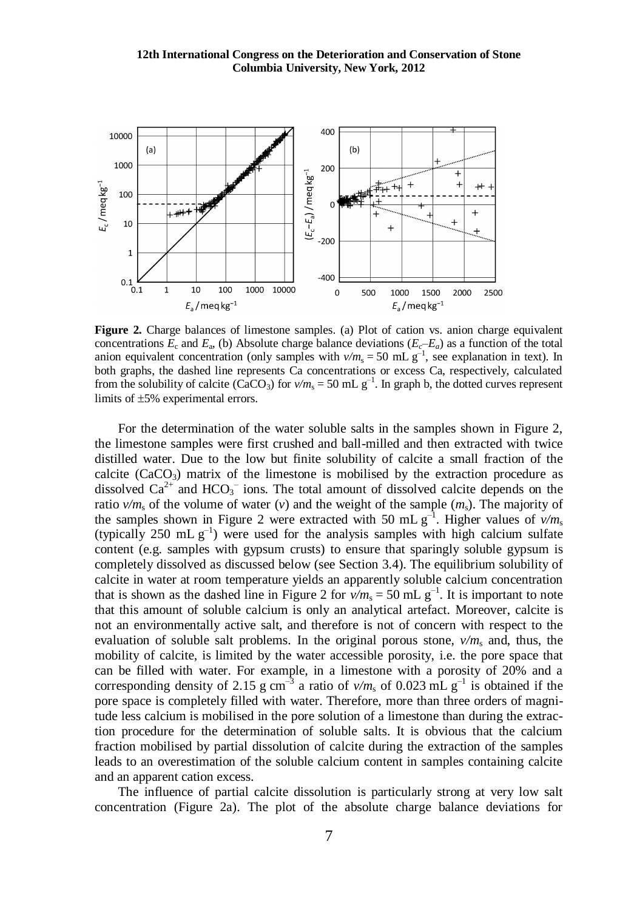**Figure 2.** Charge balances of limestone samples. (a) Plot of cation vs. anion charge equivalent concentrations $E_c$ and $E_a$, (b) Absolute charge balance deviations ($E_c$–$E_a$) as a function of the total anion equivalent concentration (only samples with $v/m_s$ = 50 mL g$^{-1}$, see explanation in text). In both graphs, the dashed line represents Ca concentrations or excess Ca, respectively, calculated from the solubility of calcite ($CaCO_3$) for $v/m_s$ = 50 mL g$^{-1}$. In graph b, the dotted curves represent limits of ±5% experimental errors.

For the determination of the water soluble salts in the samples shown in Figure 2, the limestone samples were first crushed and ball-milled and then extracted with twice distilled water. Due to the low but finite solubility of calcite a small fraction of the calcite ($CaCO_3$) matrix of the limestone is mobilised by the extraction procedure as dissolved $Ca^{2+}$ and $HCO_3^-$ ions. The total amount of dissolved calcite depends on the ratio $v/m_s$ of the volume of water ($v$) and the weight of the sample ($m_s$). The majority of the samples shown in Figure 2 were extracted with 50 mL g$^{-1}$. Higher values of $v/m_s$ (typically 250 mL g$^{-1}$) were used for the analysis samples with high calcium sulfate content (e.g. samples with gypsum crusts) to ensure that sparingly soluble gypsum is completely dissolved as discussed below (see Section 3.4). The equilibrium solubility of calcite in water at room temperature yields an apparently soluble calcium concentration that is shown as the dashed line in Figure 2 for $v/m_s$ = 50 mL g$^{-1}$. It is important to note that this amount of soluble calcium is only an analytical artefact. Moreover, calcite is not an environmentally active salt, and therefore is not of concern with respect to the evaluation of soluble salt problems. In the original porous stone, $v/m_s$ and, thus, the mobility of calcite, is limited by the water accessible porosity, i.e. the pore space that can be filled with water. For example, in a limestone with a porosity of 20% and a corresponding density of 2.15 g cm$^{-3}$ a ratio of $v/m_s$ of 0.023 mL g$^{-1}$ is obtained if the pore space is completely filled with water. Therefore, more than three orders of magnitude less calcium is mobilised in the pore solution of a limestone than during the extraction procedure for the determination of soluble salts. It is obvious that the calcium fraction mobilised by partial dissolution of calcite during the extraction of the samples leads to an overestimation of the soluble calcium content in samples containing calcite and an apparent cation excess.

The influence of partial calcite dissolution is particularly strong at very low salt concentration (Figure 2a). The plot of the absolute charge balance deviations for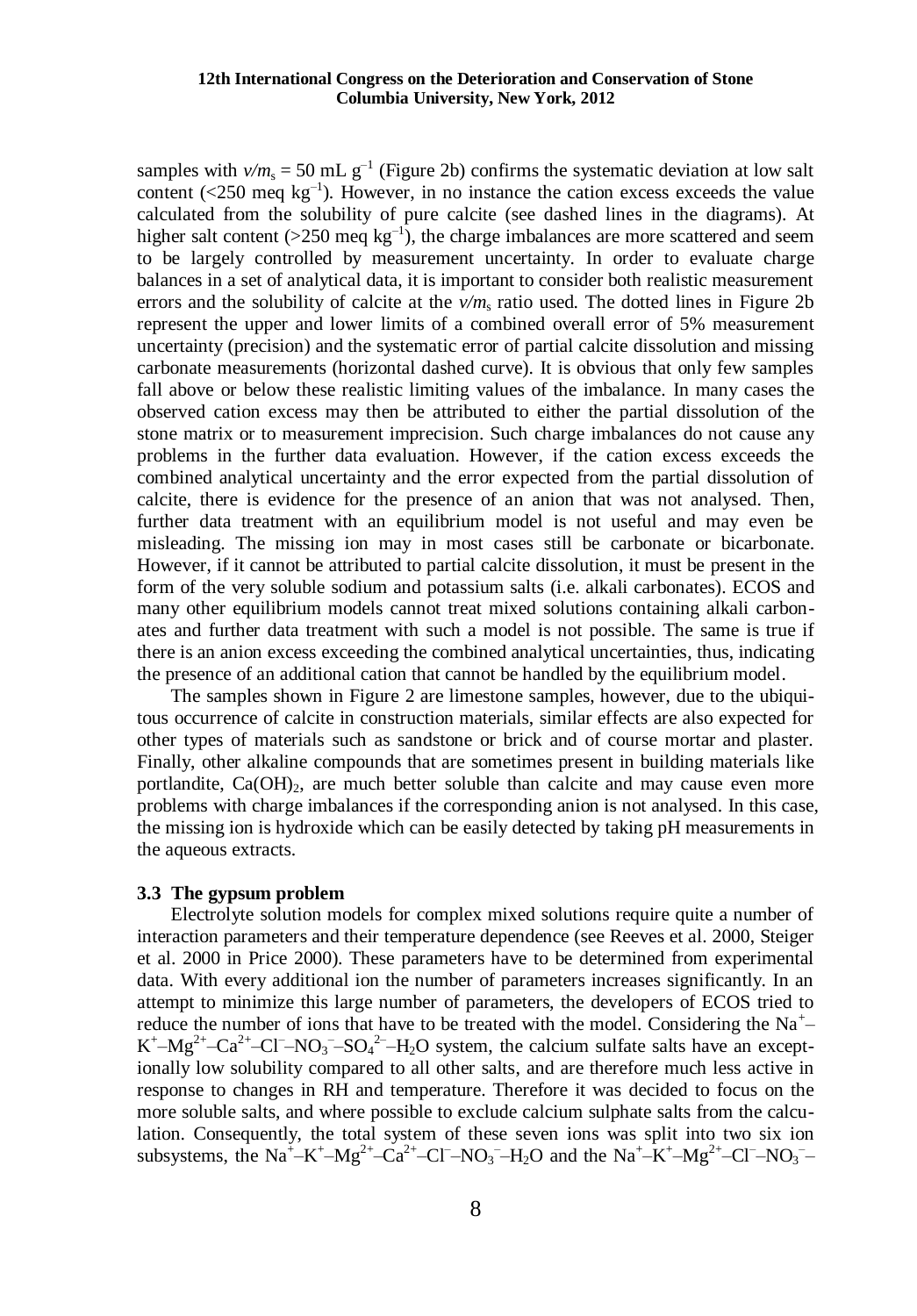samples with $v/m_s = 50$ mL g$^{-1}$ (Figure 2b) confirms the systematic deviation at low salt content (<250 meq kg$^{-1}$). However, in no instance the cation excess exceeds the value calculated from the solubility of pure calcite (see dashed lines in the diagrams). At higher salt content (>250 meq kg$^{-1}$), the charge imbalances are more scattered and seem to be largely controlled by measurement uncertainty. In order to evaluate charge balances in a set of analytical data, it is important to consider both realistic measurement errors and the solubility of calcite at the $v/m_s$ ratio used. The dotted lines in Figure 2b represent the upper and lower limits of a combined overall error of 5% measurement uncertainty (precision) and the systematic error of partial calcite dissolution and missing carbonate measurements (horizontal dashed curve). It is obvious that only few samples fall above or below these realistic limiting values of the imbalance. In many cases the observed cation excess may then be attributed to either the partial dissolution of the stone matrix or to measurement imprecision. Such charge imbalances do not cause any problems in the further data evaluation. However, if the cation excess exceeds the combined analytical uncertainty and the error expected from the partial dissolution of calcite, there is evidence for the presence of an anion that was not analysed. Then, further data treatment with an equilibrium model is not useful and may even be misleading. The missing ion may in most cases still be carbonate or bicarbonate. However, if it cannot be attributed to partial calcite dissolution, it must be present in the form of the very soluble sodium and potassium salts (i.e. alkali carbonates). ECOS and many other equilibrium models cannot treat mixed solutions containing alkali carbonates and further data treatment with such a model is not possible. The same is true if there is an anion excess exceeding the combined analytical uncertainties, thus, indicating the presence of an additional cation that cannot be handled by the equilibrium model.

The samples shown in Figure 2 are limestone samples, however, due to the ubiquitous occurrence of calcite in construction materials, similar effects are also expected for other types of materials such as sandstone or brick and of course mortar and plaster. Finally, other alkaline compounds that are sometimes present in building materials like portlandite, $Ca(OH)_2$, are much better soluble than calcite and may cause even more problems with charge imbalances if the corresponding anion is not analysed. In this case, the missing ion is hydroxide which can be easily detected by taking pH measurements in the aqueous extracts.

### 3.3 The gypsum problem

Electrolyte solution models for complex mixed solutions require quite a number of interaction parameters and their temperature dependence (see Reeves et al. 2000, Steiger et al. 2000 in Price 2000). These parameters have to be determined from experimental data. With every additional ion the number of parameters increases significantly. In an attempt to minimize this large number of parameters, the developers of ECOS tried to reduce the number of ions that have to be treated with the model. Considering the $Na^+$–$K^+$–$Mg^{2+}$–$Ca^{2+}$–$Cl^-$–$NO_3^-$–$SO_4^{2-}$–$H_2O$ system, the calcium sulfate salts have an exceptionally low solubility compared to all other salts, and are therefore much less active in response to changes in RH and temperature. Therefore it was decided to focus on the more soluble salts, and where possible to exclude calcium sulphate salts from the calculation. Consequently, the total system of these seven ions was split into two six ion subsystems, the $Na^+$–$K^+$–$Mg^{2+}$–$Ca^{2+}$–$Cl^-$–$NO_3^-$–$H_2O$ and the $Na^+$–$K^+$–$Mg^{2+}$–$Cl^-$–$NO_3^-$–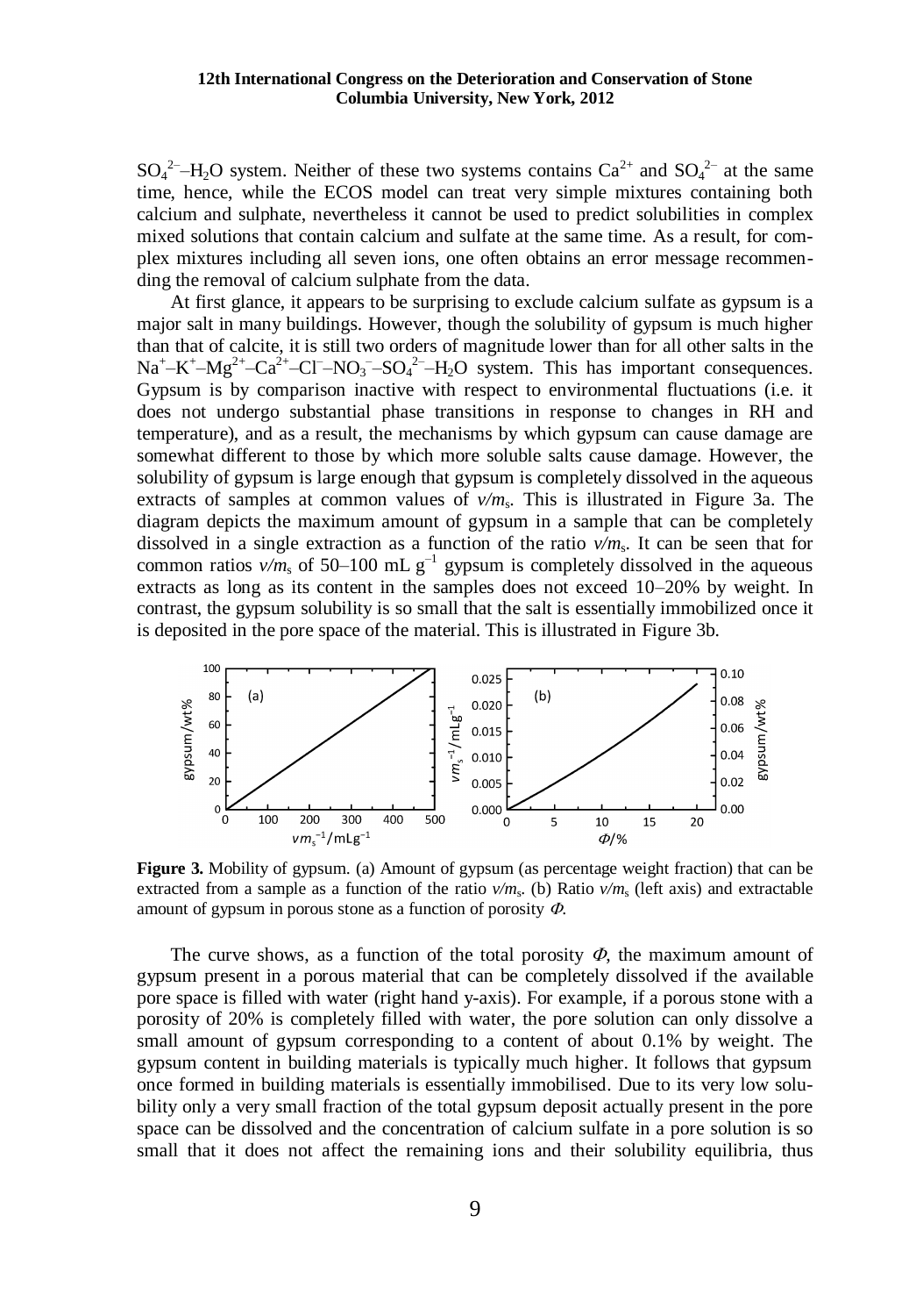$SO_4^{2-}$–$H_2O$ system. Neither of these two systems contains $Ca^{2+}$ and $SO_4^{2-}$ at the same time, hence, while the ECOS model can treat very simple mixtures containing both calcium and sulphate, nevertheless it cannot be used to predict solubilities in complex mixed solutions that contain calcium and sulfate at the same time. As a result, for complex mixtures including all seven ions, one often obtains an error message recommending the removal of calcium sulphate from the data.

At first glance, it appears to be surprising to exclude calcium sulfate as gypsum is a major salt in many buildings. However, though the solubility of gypsum is much higher than that of calcite, it is still two orders of magnitude lower than for all other salts in the $Na^+$–$K^+$–$Mg^{2+}$–$Ca^{2+}$–$Cl^-$–$NO_3^-$–$SO_4^{2-}$–$H_2O$ system. This has important consequences. Gypsum is by comparison inactive with respect to environmental fluctuations (i.e. it does not undergo substantial phase transitions in response to changes in RH and temperature), and as a result, the mechanisms by which gypsum can cause damage are somewhat different to those by which more soluble salts cause damage. However, the solubility of gypsum is large enough that gypsum is completely dissolved in the aqueous extracts of samples at common values of $v/m_s$. This is illustrated in Figure 3a. The diagram depicts the maximum amount of gypsum in a sample that can be completely dissolved in a single extraction as a function of the ratio $v/m_s$. It can be seen that for common ratios $v/m_s$ of 50–100 mL $g^{-1}$ gypsum is completely dissolved in the aqueous extracts as long as its content in the samples does not exceed 10–20% by weight. In contrast, the gypsum solubility is so small that the salt is essentially immobilized once it is deposited in the pore space of the material. This is illustrated in Figure 3b.

**Figure 3.** Mobility of gypsum. (a) Amount of gypsum (as percentage weight fraction) that can be extracted from a sample as a function of the ratio $v/m_s$. (b) Ratio $v/m_s$ (left axis) and extractable amount of gypsum in porous stone as a function of porosity $\Phi$.

The curve shows, as a function of the total porosity $\Phi$, the maximum amount of gypsum present in a porous material that can be completely dissolved if the available pore space is filled with water (right hand y-axis). For example, if a porous stone with a porosity of 20% is completely filled with water, the pore solution can only dissolve a small amount of gypsum corresponding to a content of about 0.1% by weight. The gypsum content in building materials is typically much higher. It follows that gypsum once formed in building materials is essentially immobilised. Due to its very low solubility only a very small fraction of the total gypsum deposit actually present in the pore space can be dissolved and the concentration of calcium sulfate in a pore solution is so small that it does not affect the remaining ions and their solubility equilibria, thus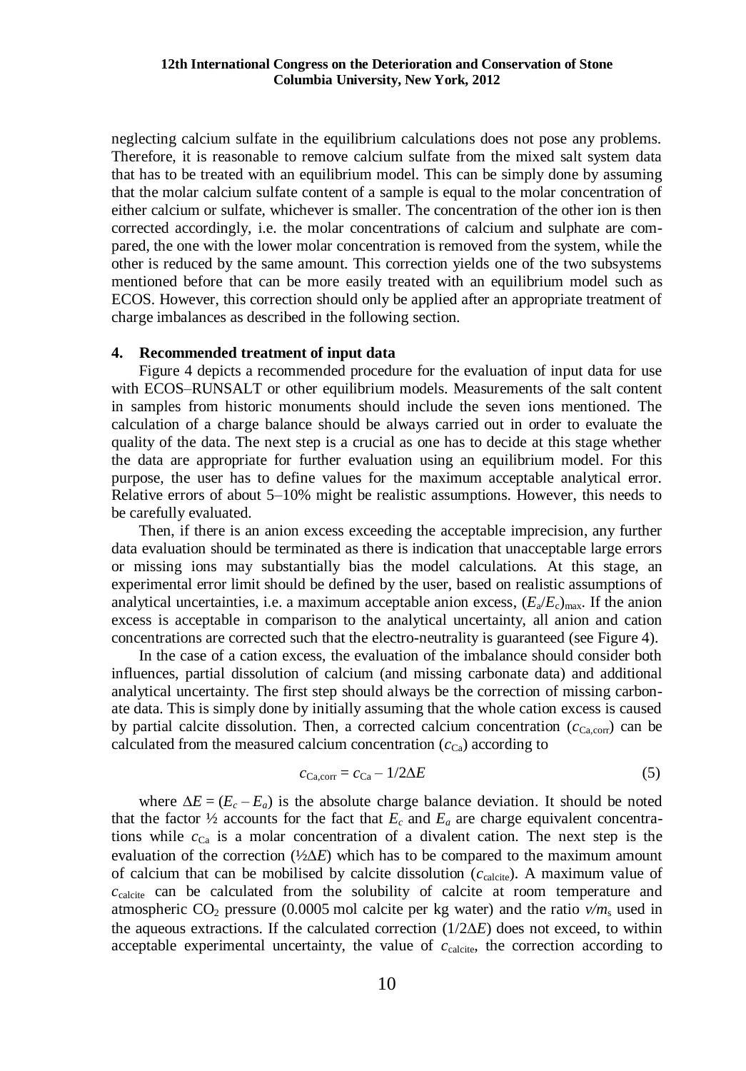neglecting calcium sulfate in the equilibrium calculations does not pose any problems. Therefore, it is reasonable to remove calcium sulfate from the mixed salt system data that has to be treated with an equilibrium model. This can be simply done by assuming that the molar calcium sulfate content of a sample is equal to the molar concentration of either calcium or sulfate, whichever is smaller. The concentration of the other ion is then corrected accordingly, i.e. the molar concentrations of calcium and sulphate are compared, the one with the lower molar concentration is removed from the system, while the other is reduced by the same amount. This correction yields one of the two subsystems mentioned before that can be more easily treated with an equilibrium model such as ECOS. However, this correction should only be applied after an appropriate treatment of charge imbalances as described in the following section.

## 4. Recommended treatment of input data

Figure 4 depicts a recommended procedure for the evaluation of input data for use with ECOS–RUNSALT or other equilibrium models. Measurements of the salt content in samples from historic monuments should include the seven ions mentioned. The calculation of a charge balance should be always carried out in order to evaluate the quality of the data. The next step is a crucial as one has to decide at this stage whether the data are appropriate for further evaluation using an equilibrium model. For this purpose, the user has to define values for the maximum acceptable analytical error. Relative errors of about 5–10% might be realistic assumptions. However, this needs to be carefully evaluated.

Then, if there is an anion excess exceeding the acceptable imprecision, any further data evaluation should be terminated as there is indication that unacceptable large errors or missing ions may substantially bias the model calculations. At this stage, an experimental error limit should be defined by the user, based on realistic assumptions of analytical uncertainties, i.e. a maximum acceptable anion excess, $(E_a/E_c)_{max}$. If the anion excess is acceptable in comparison to the analytical uncertainty, all anion and cation concentrations are corrected such that the electro-neutrality is guaranteed (see Figure 4).

In the case of a cation excess, the evaluation of the imbalance should consider both influences, partial dissolution of calcium (and missing carbonate data) and additional analytical uncertainty. The first step should always be the correction of missing carbonate data. This is simply done by initially assuming that the whole cation excess is caused by partial calcite dissolution. Then, a corrected calcium concentration ($c_{Ca,corr}$) can be calculated from the measured calcium concentration ($c_{Ca}$) according to

$$c_{Ca,corr} = c_{Ca} - 1/2\Delta E \tag{5}$$

where $\Delta E = (E_c - E_a)$ is the absolute charge balance deviation. It should be noted that the factor ½ accounts for the fact that $E_c$ and $E_a$ are charge equivalent concentrations while $c_{Ca}$ is a molar concentration of a divalent cation. The next step is the evaluation of the correction (½$\Delta E$) which has to be compared to the maximum amount of calcium that can be mobilised by calcite dissolution ($c_{calcite}$). A maximum value of $c_{calcite}$ can be calculated from the solubility of calcite at room temperature and atmospheric $CO_2$ pressure (0.0005 mol calcite per kg water) and the ratio $v/m_s$ used in the aqueous extractions. If the calculated correction ($1/2\Delta E$) does not exceed, to within acceptable experimental uncertainty, the value of $c_{calcite}$, the correction according to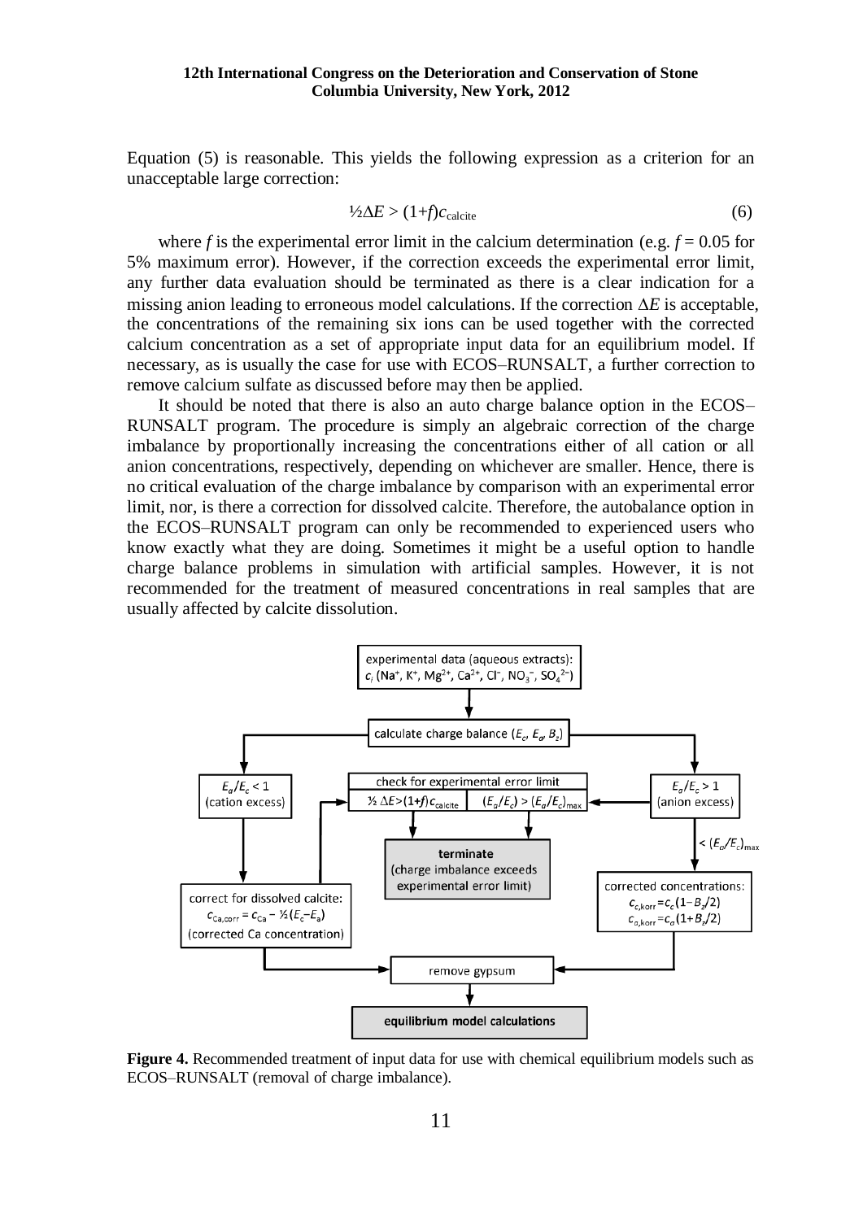Equation (5) is reasonable. This yields the following expression as a criterion for an unacceptable large correction:

$$½\Delta E > (1+f)c_{\text{calcite}} \tag{6}$$

where $f$ is the experimental error limit in the calcium determination (e.g. $f = 0.05$ for 5% maximum error). However, if the correction exceeds the experimental error limit, any further data evaluation should be terminated as there is a clear indication for a missing anion leading to erroneous model calculations. If the correction $\Delta E$ is acceptable, the concentrations of the remaining six ions can be used together with the corrected calcium concentration as a set of appropriate input data for an equilibrium model. If necessary, as is usually the case for use with ECOS–RUNSALT, a further correction to remove calcium sulfate as discussed before may then be applied.

It should be noted that there is also an auto charge balance option in the ECOS–RUNSALT program. The procedure is simply an algebraic correction of the charge imbalance by proportionally increasing the concentrations either of all cation or all anion concentrations, respectively, depending on whichever are smaller. Hence, there is no critical evaluation of the charge imbalance by comparison with an experimental error limit, nor, is there a correction for dissolved calcite. Therefore, the autobalance option in the ECOS–RUNSALT program can only be recommended to experienced users who know exactly what they are doing. Sometimes it might be a useful option to handle charge balance problems in simulation with artificial samples. However, it is not recommended for the treatment of measured concentrations in real samples that are usually affected by calcite dissolution.

experimental data (aqueous extracts): $c_i$ ($Na^+$, $K^+$, $Mg^{2+}$, $Ca^{2+}$, $Cl^-$, $NO_3^-$, $SO_4^{2-}$)

calculate charge balance ($E_c$, $E_a$, $B_z$)

$E_a/E_c < 1$ (cation excess)

check for experimental error limit: $½\,\Delta E > (1+f)c_{\text{calcite}}$ | $(E_a/E_c) > (E_a/E_c)_{\max}$

$E_a/E_c > 1$ (anion excess)

terminate (charge imbalance exceeds experimental error limit)

$< (E_a/E_c)_{\max}$

correct for dissolved calcite: $c_{\text{Ca,corr}} = c_{\text{Ca}} - ½(E_c - E_a)$ (corrected Ca concentration)

corrected concentrations: $c_{c,\text{korr}} = c_c(1 - B_z/2)$, $c_{a,\text{korr}} = c_a(1 + B_z/2)$

remove gypsum

equilibrium model calculations

**Figure 4.** Recommended treatment of input data for use with chemical equilibrium models such as ECOS–RUNSALT (removal of charge imbalance).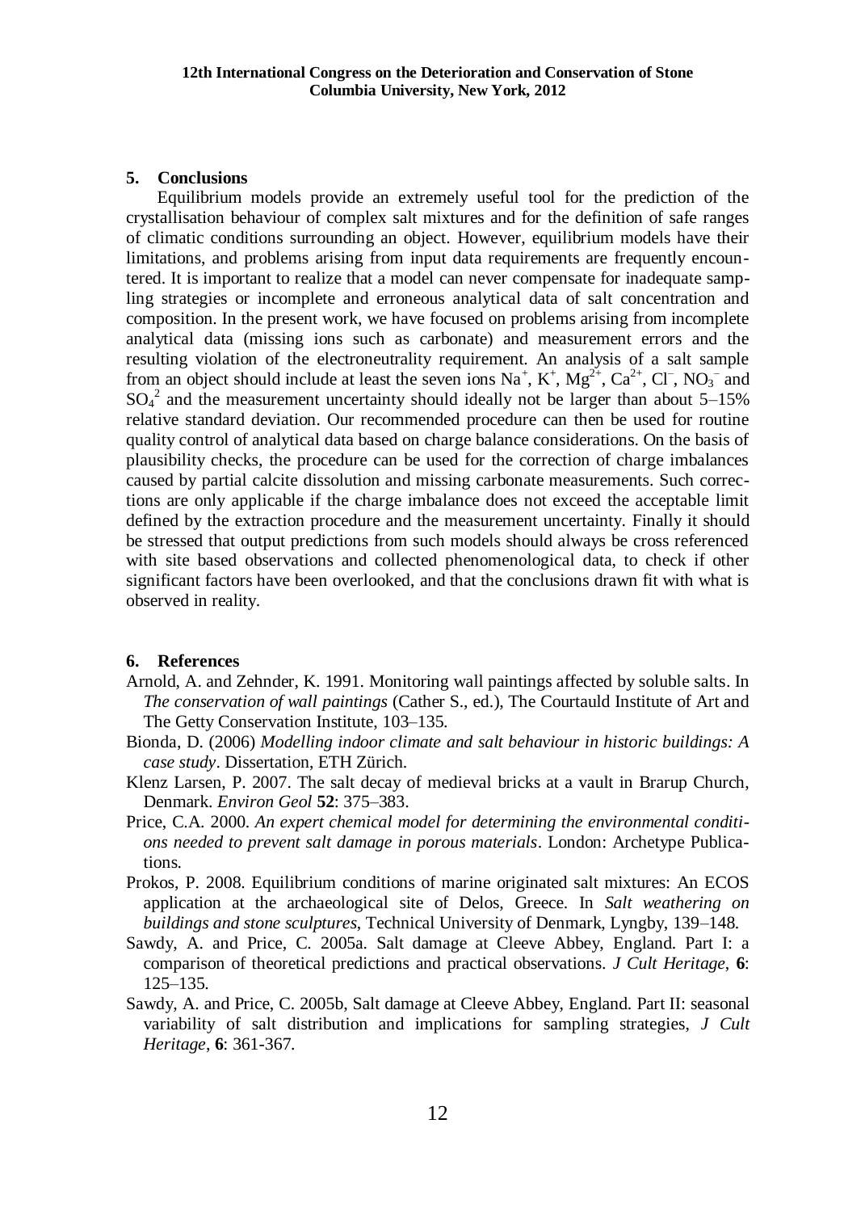## 5. Conclusions

Equilibrium models provide an extremely useful tool for the prediction of the crystallisation behaviour of complex salt mixtures and for the definition of safe ranges of climatic conditions surrounding an object. However, equilibrium models have their limitations, and problems arising from input data requirements are frequently encountered. It is important to realize that a model can never compensate for inadequate sampling strategies or incomplete and erroneous analytical data of salt concentration and composition. In the present work, we have focused on problems arising from incomplete analytical data (missing ions such as carbonate) and measurement errors and the resulting violation of the electroneutrality requirement. An analysis of a salt sample from an object should include at least the seven ions $Na^+$, $K^+$, $Mg^{2+}$, $Ca^{2+}$, $Cl^-$, $NO_3^-$ and $SO_4^2$ and the measurement uncertainty should ideally not be larger than about 5–15% relative standard deviation. Our recommended procedure can then be used for routine quality control of analytical data based on charge balance considerations. On the basis of plausibility checks, the procedure can be used for the correction of charge imbalances caused by partial calcite dissolution and missing carbonate measurements. Such corrections are only applicable if the charge imbalance does not exceed the acceptable limit defined by the extraction procedure and the measurement uncertainty. Finally it should be stressed that output predictions from such models should always be cross referenced with site based observations and collected phenomenological data, to check if other significant factors have been overlooked, and that the conclusions drawn fit with what is observed in reality.

## 6. References

Arnold, A. and Zehnder, K. 1991. Monitoring wall paintings affected by soluble salts. In *The conservation of wall paintings* (Cather S., ed.), The Courtauld Institute of Art and The Getty Conservation Institute, 103–135.

Bionda, D. (2006) *Modelling indoor climate and salt behaviour in historic buildings: A case study*. Dissertation, ETH Zürich.

Klenz Larsen, P. 2007. The salt decay of medieval bricks at a vault in Brarup Church, Denmark. *Environ Geol* **52**: 375–383.

Price, C.A. 2000. *An expert chemical model for determining the environmental conditions needed to prevent salt damage in porous materials*. London: Archetype Publications.

Prokos, P. 2008. Equilibrium conditions of marine originated salt mixtures: An ECOS application at the archaeological site of Delos, Greece. In *Salt weathering on buildings and stone sculptures*, Technical University of Denmark, Lyngby, 139–148.

Sawdy, A. and Price, C. 2005a. Salt damage at Cleeve Abbey, England. Part I: a comparison of theoretical predictions and practical observations. *J Cult Heritage*, **6**: 125–135.

Sawdy, A. and Price, C. 2005b, Salt damage at Cleeve Abbey, England. Part II: seasonal variability of salt distribution and implications for sampling strategies, *J Cult Heritage*, **6**: 361-367.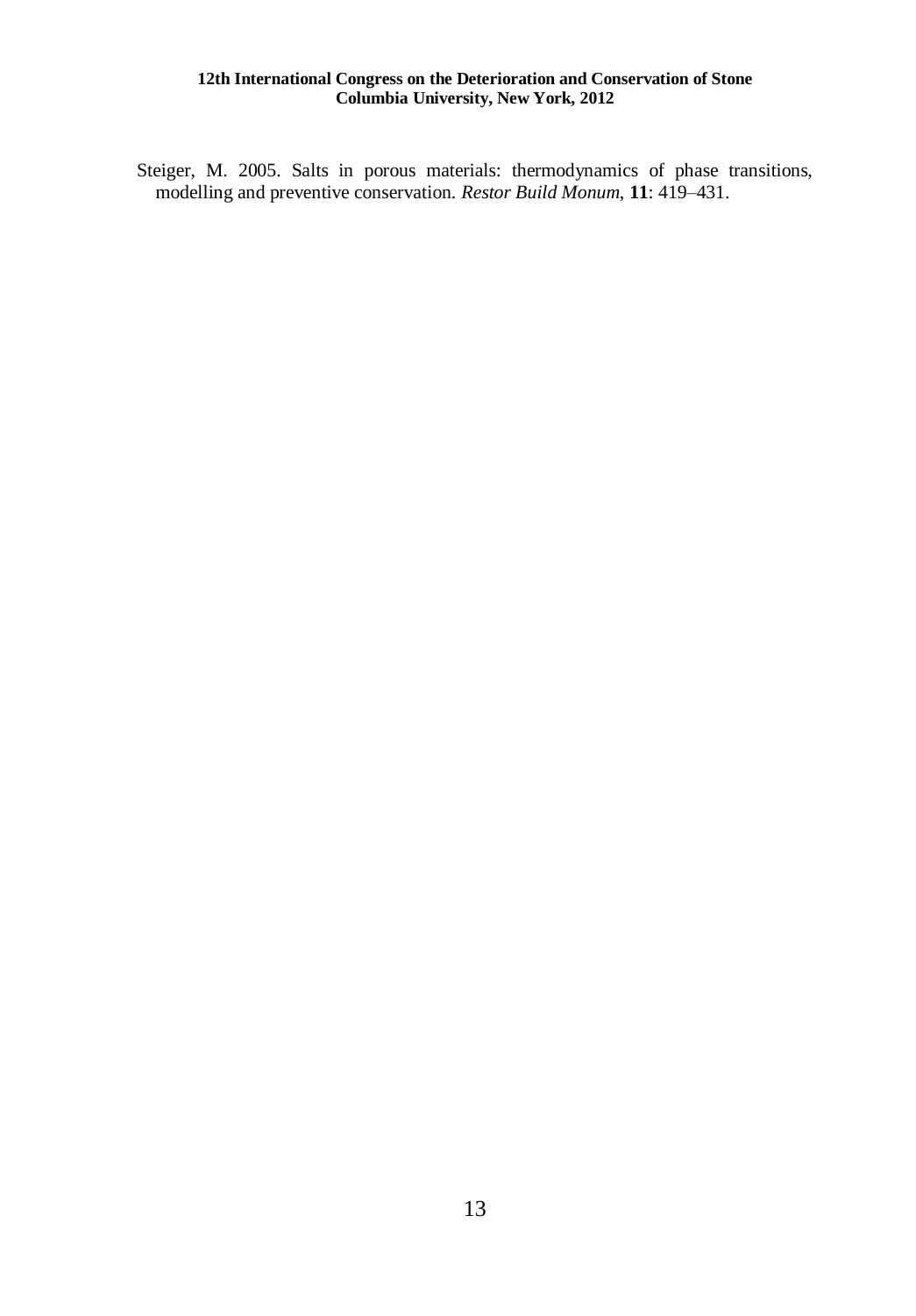Steiger, M. 2005. Salts in porous materials: thermodynamics of phase transitions, modelling and preventive conservation. *Restor Build Monum*, **11**: 419–431.